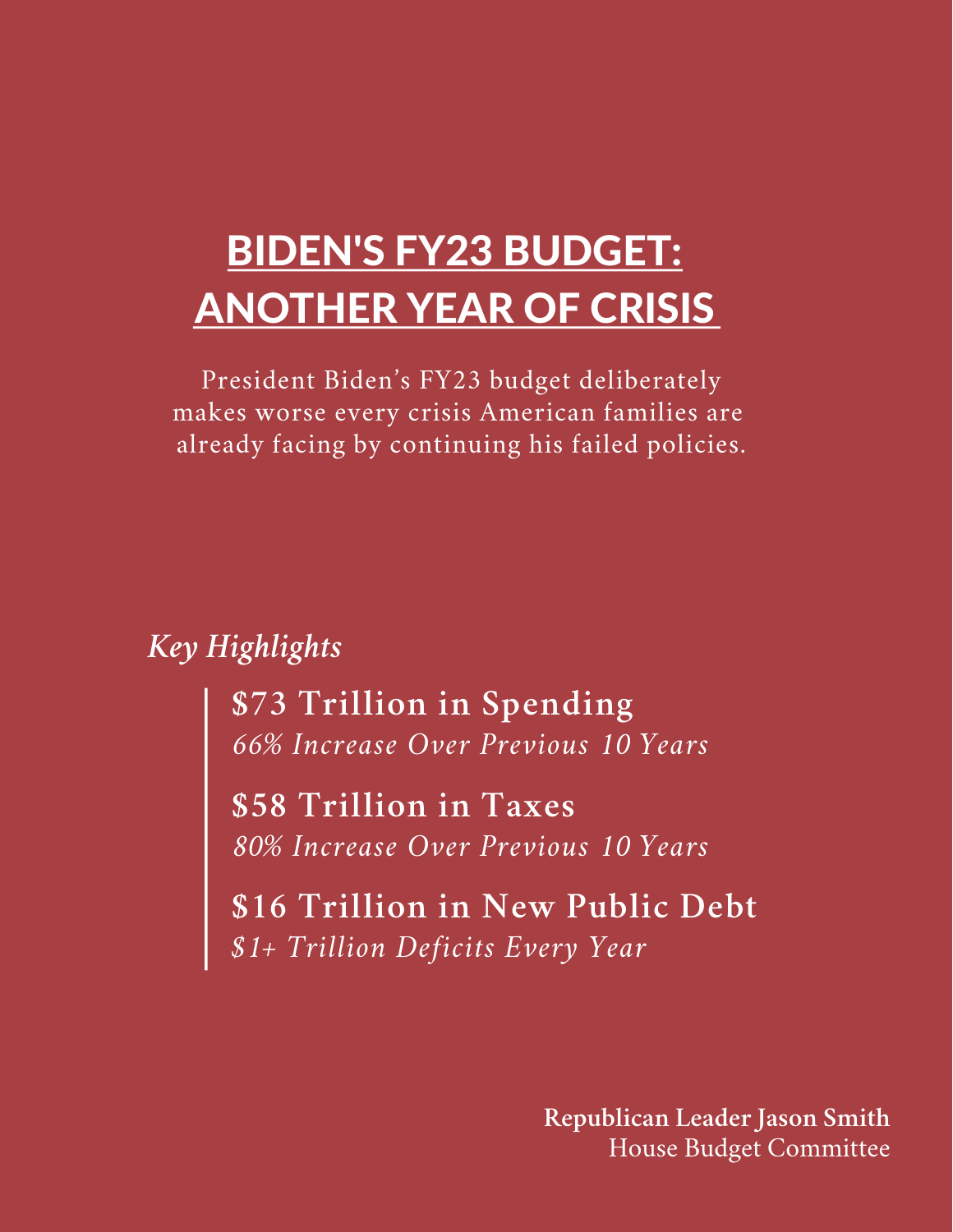# BIDEN'S FY23 BUDGET: ANOTHER YEAR OF CRISIS

President Biden's FY23 budget deliberately makes worse every crisis American families are already facing by continuing his failed policies.

*Key Highlights*

**$73 Trillion in Spending**
*66% Increase Over Previous 10 Years*

**$58 Trillion in Taxes**
*80% Increase Over Previous 10 Years*

**$16 Trillion in New Public Debt**
*$1+ Trillion Deficits Every Year*

**Republican Leader Jason Smith**
House Budget Committee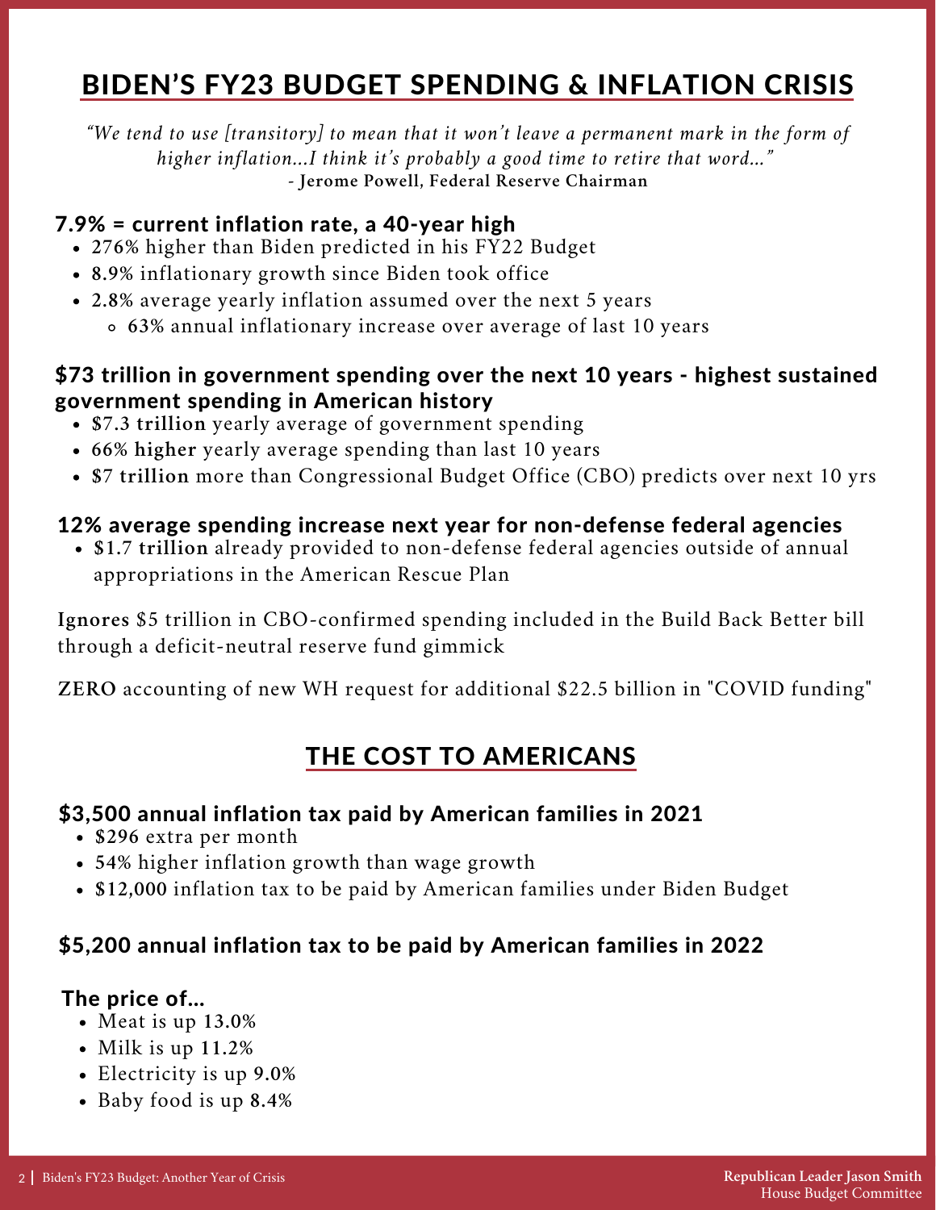# BIDEN'S FY23 BUDGET SPENDING & INFLATION CRISIS

*"We tend to use [transitory] to mean that it won't leave a permanent mark in the form of higher inflation...I think it's probably a good time to retire that word..."*
**- Jerome Powell, Federal Reserve Chairman**

### 7.9% = current inflation rate, a 40-year high

- **276%** higher than Biden predicted in his FY22 Budget
- **8.9%** inflationary growth since Biden took office
- **2.8%** average yearly inflation assumed over the next 5 years
  - **63%** annual inflationary increase over average of last 10 years

### $73 trillion in government spending over the next 10 years - highest sustained government spending in American history

- **$7.3 trillion** yearly average of government spending
- **66% higher** yearly average spending than last 10 years
- **$7 trillion** more than Congressional Budget Office (CBO) predicts over next 10 yrs

### 12% average spending increase next year for non-defense federal agencies

- **$1.7 trillion** already provided to non-defense federal agencies outside of annual appropriations in the American Rescue Plan

**Ignores** $5 trillion in CBO-confirmed spending included in the Build Back Better bill through a deficit-neutral reserve fund gimmick

**ZERO** accounting of new WH request for additional $22.5 billion in "COVID funding"

## THE COST TO AMERICANS

### $3,500 annual inflation tax paid by American families in 2021

- **$296** extra per month
- **54%** higher inflation growth than wage growth
- **$12,000** inflation tax to be paid by American families under Biden Budget

### $5,200 annual inflation tax to be paid by American families in 2022

### The price of...

- Meat is up **13.0%**
- Milk is up **11.2%**
- Electricity is up **9.0%**
- Baby food is up **8.4%**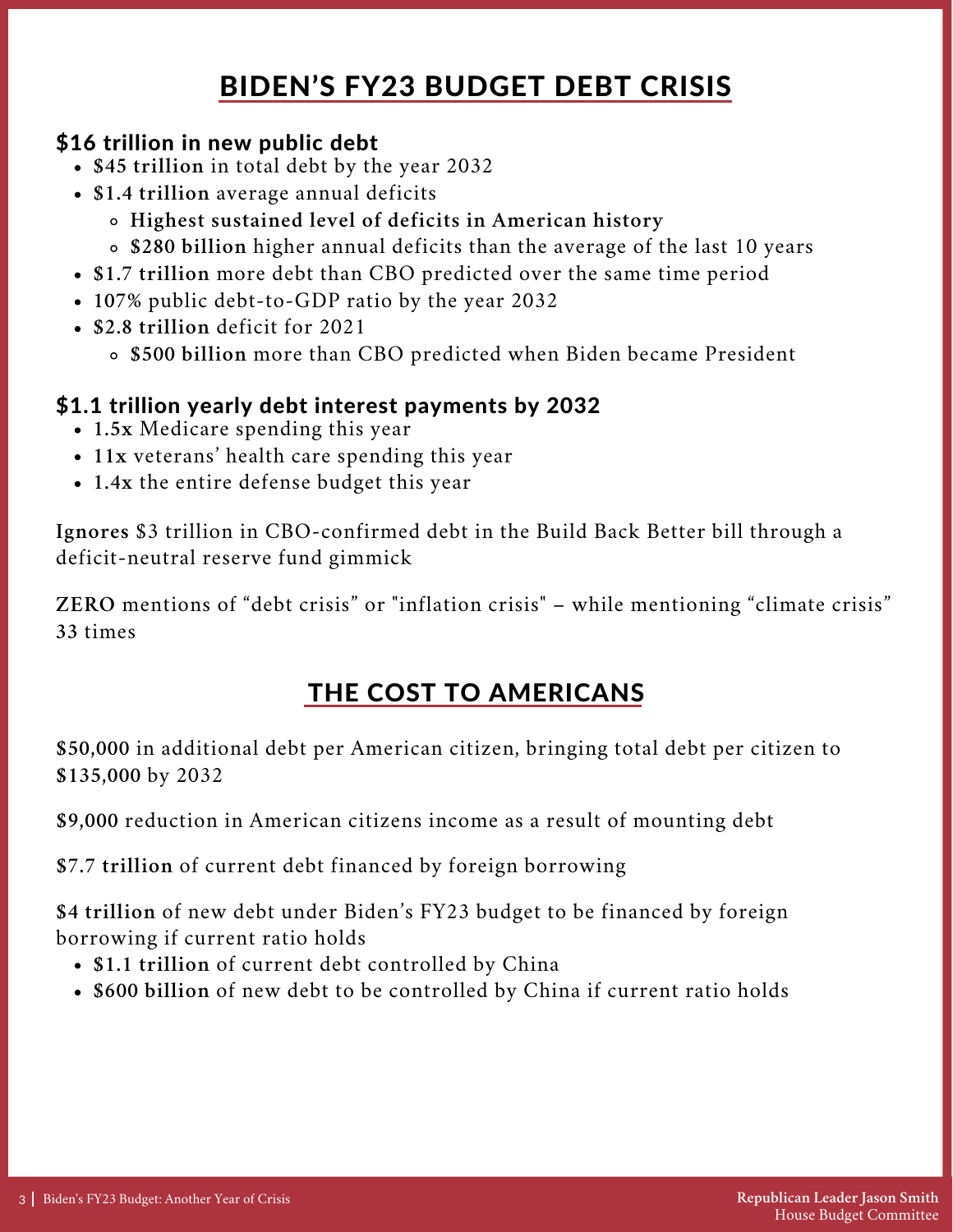# BIDEN'S FY23 BUDGET DEBT CRISIS

### $16 trillion in new public debt

- **$45 trillion** in total debt by the year 2032
- **$1.4 trillion** average annual deficits
  - **Highest sustained level of deficits in American history**
  - **$280 billion** higher annual deficits than the average of the last 10 years
- **$1.7 trillion** more debt than CBO predicted over the same time period
- **107%** public debt-to-GDP ratio by the year 2032
- **$2.8 trillion** deficit for 2021
  - **$500 billion** more than CBO predicted when Biden became President

### $1.1 trillion yearly debt interest payments by 2032

- **1.5x** Medicare spending this year
- **11x** veterans' health care spending this year
- **1.4x** the entire defense budget this year

**Ignores** $3 trillion in CBO-confirmed debt in the Build Back Better bill through a deficit-neutral reserve fund gimmick

**ZERO** mentions of "debt crisis" or "inflation crisis" – while mentioning "climate crisis" 33 times

# THE COST TO AMERICANS

**$50,000** in additional debt per American citizen, bringing total debt per citizen to **$135,000** by 2032

**$9,000** reduction in American citizens income as a result of mounting debt

**$7.7 trillion** of current debt financed by foreign borrowing

**$4 trillion** of new debt under Biden's FY23 budget to be financed by foreign borrowing if current ratio holds

- **$1.1 trillion** of current debt controlled by China
- **$600 billion** of new debt to be controlled by China if current ratio holds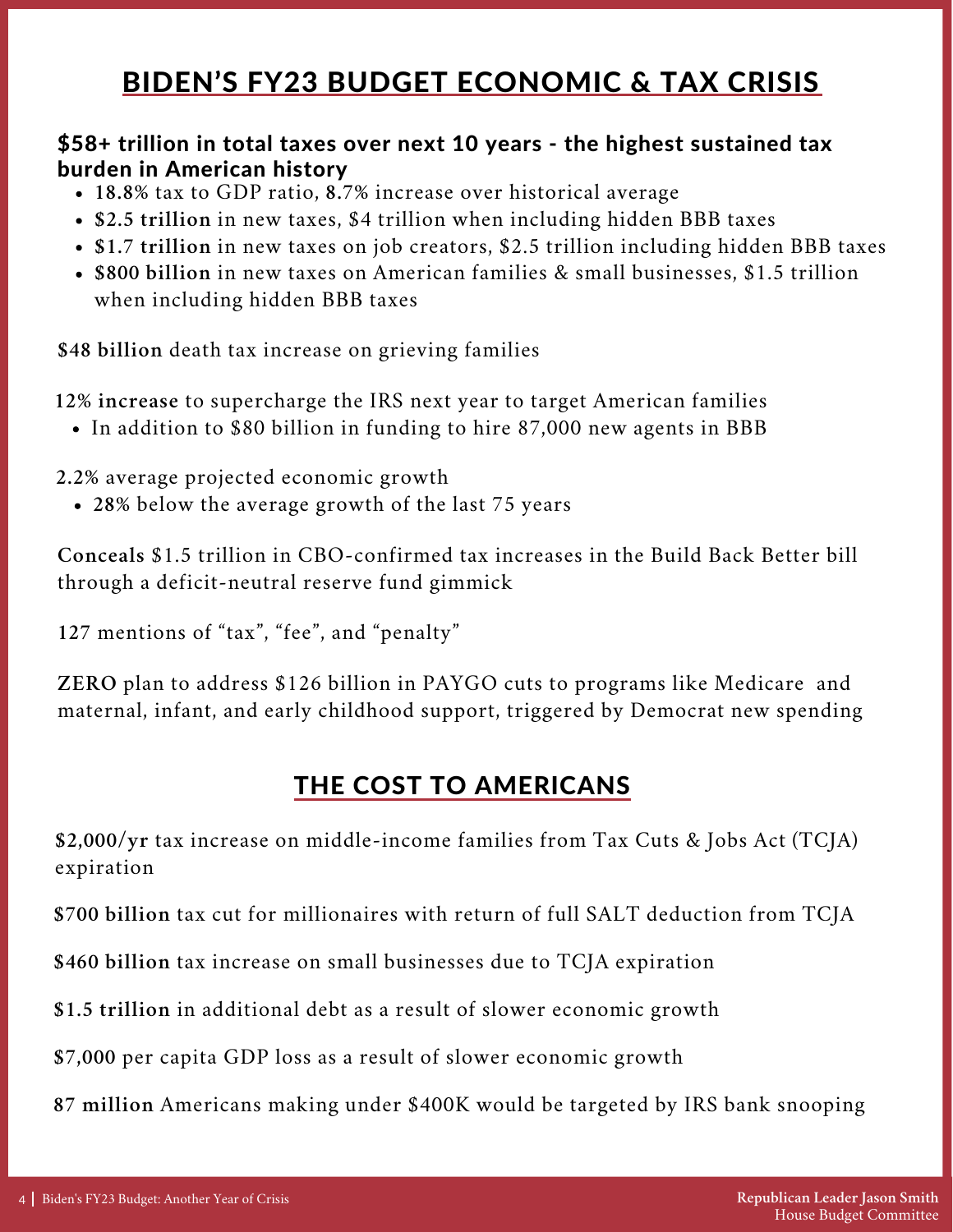## BIDEN'S FY23 BUDGET ECONOMIC & TAX CRISIS

### $58+ trillion in total taxes over next 10 years - the highest sustained tax burden in American history

- **18.8%** tax to GDP ratio, **8.7%** increase over historical average
- **$2.5 trillion** in new taxes, $4 trillion when including hidden BBB taxes
- **$1.7 trillion** in new taxes on job creators, $2.5 trillion including hidden BBB taxes
- **$800 billion** in new taxes on American families & small businesses, $1.5 trillion when including hidden BBB taxes

**$48 billion** death tax increase on grieving families

**12% increase** to supercharge the IRS next year to target American families

- In addition to $80 billion in funding to hire 87,000 new agents in BBB

**2.2%** average projected economic growth

- **28%** below the average growth of the last 75 years

**Conceals** $1.5 trillion in CBO-confirmed tax increases in the Build Back Better bill through a deficit-neutral reserve fund gimmick

**127** mentions of "tax", "fee", and "penalty"

**ZERO** plan to address $126 billion in PAYGO cuts to programs like Medicare and maternal, infant, and early childhood support, triggered by Democrat new spending

## THE COST TO AMERICANS

**$2,000/yr** tax increase on middle-income families from Tax Cuts & Jobs Act (TCJA) expiration

**$700 billion** tax cut for millionaires with return of full SALT deduction from TCJA

**$460 billion** tax increase on small businesses due to TCJA expiration

**$1.5 trillion** in additional debt as a result of slower economic growth

**$7,000** per capita GDP loss as a result of slower economic growth

**87 million** Americans making under $400K would be targeted by IRS bank snooping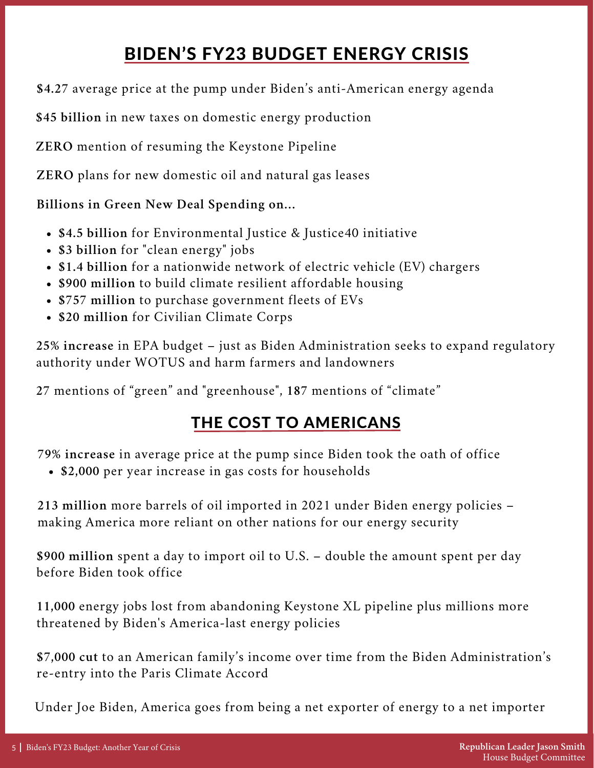# BIDEN'S FY23 BUDGET ENERGY CRISIS

**$4.27** average price at the pump under Biden's anti-American energy agenda

**$45 billion** in new taxes on domestic energy production

**ZERO** mention of resuming the Keystone Pipeline

**ZERO** plans for new domestic oil and natural gas leases

**Billions in Green New Deal Spending on...**

- **$4.5 billion** for Environmental Justice & Justice40 initiative
- **$3 billion** for "clean energy" jobs
- **$1.4 billion** for a nationwide network of electric vehicle (EV) chargers
- **$900 million** to build climate resilient affordable housing
- **$757 million** to purchase government fleets of EVs
- **$20 million** for Civilian Climate Corps

**25% increase** in EPA budget – just as Biden Administration seeks to expand regulatory authority under WOTUS and harm farmers and landowners

**27** mentions of "green" and "greenhouse", **187** mentions of "climate"

# THE COST TO AMERICANS

**79% increase** in average price at the pump since Biden took the oath of office

- **$2,000** per year increase in gas costs for households

**213 million** more barrels of oil imported in 2021 under Biden energy policies – making America more reliant on other nations for our energy security

**$900 million** spent a day to import oil to U.S. – double the amount spent per day before Biden took office

**11,000** energy jobs lost from abandoning Keystone XL pipeline plus millions more threatened by Biden's America-last energy policies

**$7,000 cut** to an American family's income over time from the Biden Administration's re-entry into the Paris Climate Accord

Under Joe Biden, America goes from being a net exporter of energy to a net importer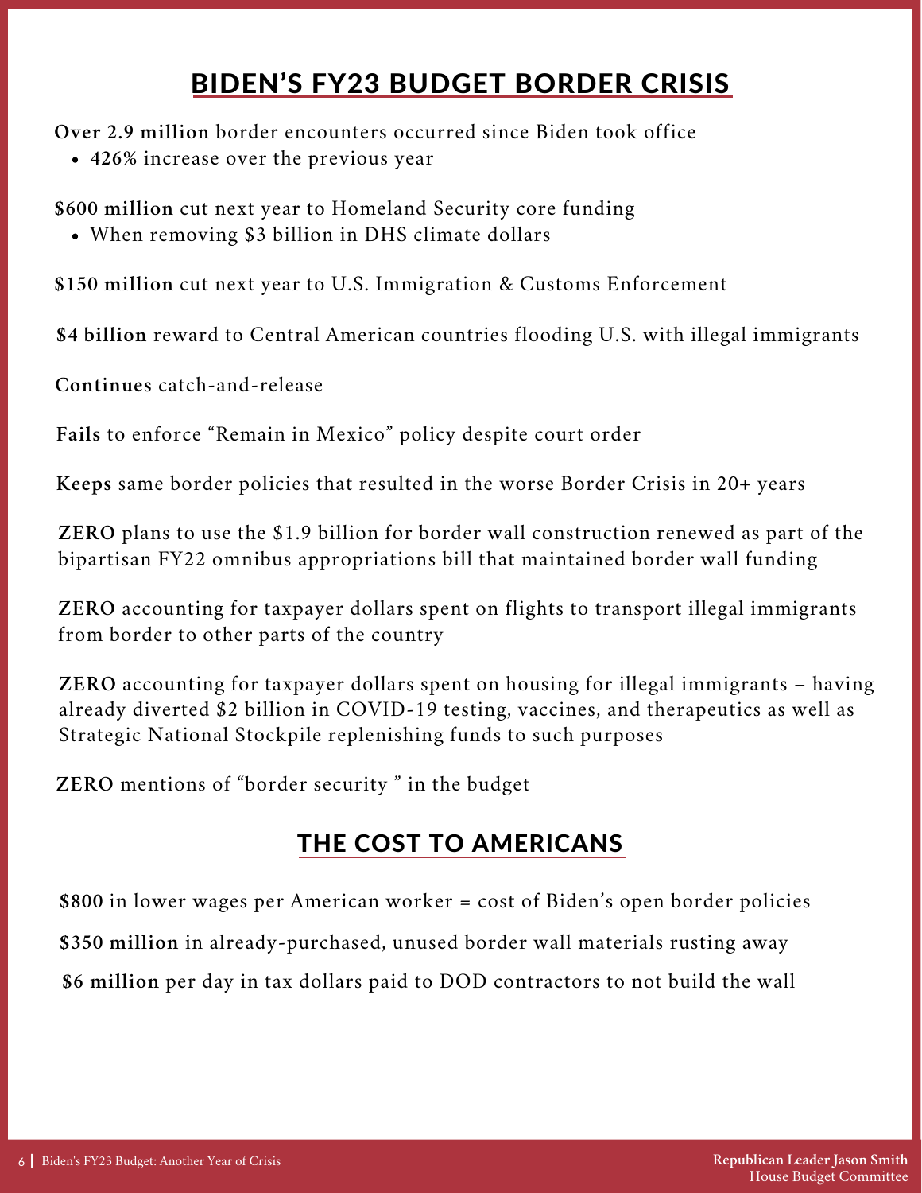## BIDEN'S FY23 BUDGET BORDER CRISIS

**Over 2.9 million** border encounters occurred since Biden took office

- **426%** increase over the previous year

**$600 million** cut next year to Homeland Security core funding

- When removing $3 billion in DHS climate dollars

**$150 million** cut next year to U.S. Immigration & Customs Enforcement

**$4 billion** reward to Central American countries flooding U.S. with illegal immigrants

**Continues** catch-and-release

**Fails** to enforce "Remain in Mexico" policy despite court order

**Keeps** same border policies that resulted in the worse Border Crisis in 20+ years

**ZERO** plans to use the $1.9 billion for border wall construction renewed as part of the bipartisan FY22 omnibus appropriations bill that maintained border wall funding

**ZERO** accounting for taxpayer dollars spent on flights to transport illegal immigrants from border to other parts of the country

**ZERO** accounting for taxpayer dollars spent on housing for illegal immigrants – having already diverted $2 billion in COVID-19 testing, vaccines, and therapeutics as well as Strategic National Stockpile replenishing funds to such purposes

**ZERO** mentions of "border security " in the budget

## THE COST TO AMERICANS

**$800** in lower wages per American worker = cost of Biden's open border policies

**$350 million** in already-purchased, unused border wall materials rusting away

**$6 million** per day in tax dollars paid to DOD contractors to not build the wall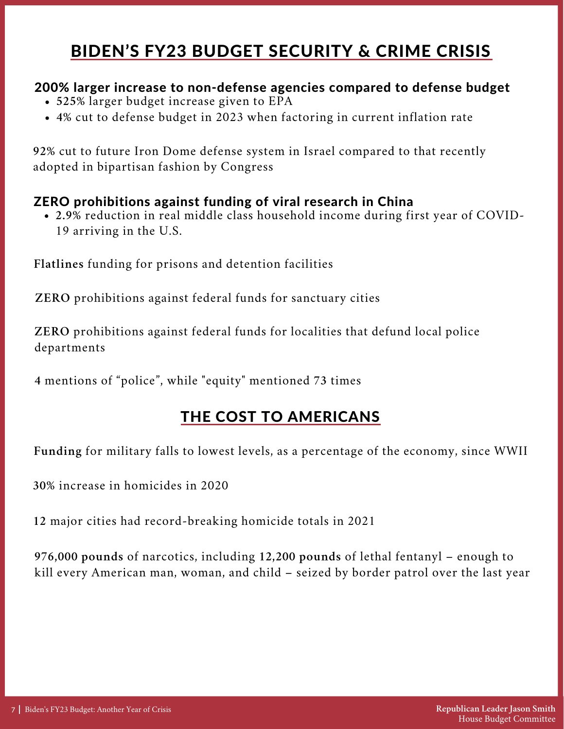# BIDEN'S FY23 BUDGET SECURITY & CRIME CRISIS

### 200% larger increase to non-defense agencies compared to defense budget

- **525%** larger budget increase given to EPA
- **4%** cut to defense budget in 2023 when factoring in current inflation rate

**92%** cut to future Iron Dome defense system in Israel compared to that recently adopted in bipartisan fashion by Congress

### ZERO prohibitions against funding of viral research in China

- **2.9%** reduction in real middle class household income during first year of COVID-19 arriving in the U.S.

**Flatlines** funding for prisons and detention facilities

**ZERO** prohibitions against federal funds for sanctuary cities

**ZERO** prohibitions against federal funds for localities that defund local police departments

**4** mentions of "police", while "equity" mentioned **73** times

# THE COST TO AMERICANS

**Funding** for military falls to lowest levels, as a percentage of the economy, since WWII

**30%** increase in homicides in 2020

**12** major cities had record-breaking homicide totals in 2021

**976,000 pounds** of narcotics, including **12,200 pounds** of lethal fentanyl – enough to kill every American man, woman, and child – seized by border patrol over the last year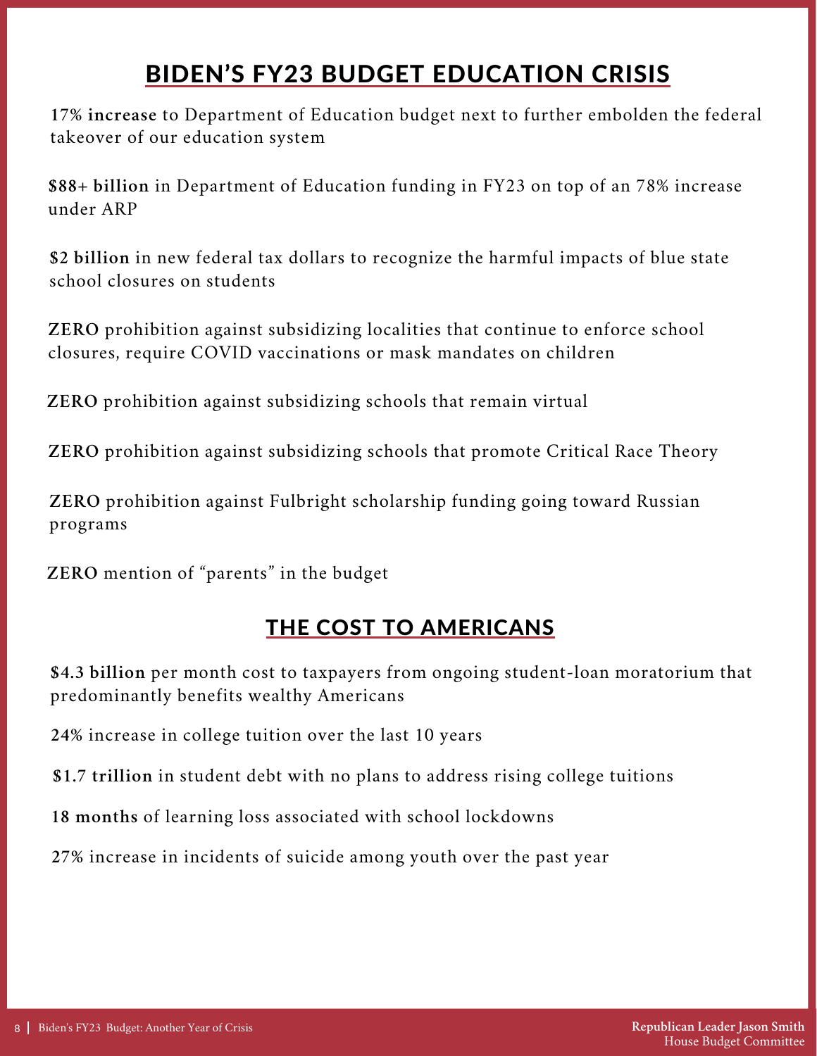# BIDEN'S FY23 BUDGET EDUCATION CRISIS

**17% increase** to Department of Education budget next to further embolden the federal takeover of our education system

**$88+ billion** in Department of Education funding in FY23 on top of an 78% increase under ARP

**$2 billion** in new federal tax dollars to recognize the harmful impacts of blue state school closures on students

**ZERO** prohibition against subsidizing localities that continue to enforce school closures, require COVID vaccinations or mask mandates on children

**ZERO** prohibition against subsidizing schools that remain virtual

**ZERO** prohibition against subsidizing schools that promote Critical Race Theory

**ZERO** prohibition against Fulbright scholarship funding going toward Russian programs

**ZERO** mention of "parents" in the budget

# THE COST TO AMERICANS

**$4.3 billion** per month cost to taxpayers from ongoing student-loan moratorium that predominantly benefits wealthy Americans

24% increase in college tuition over the last 10 years

**$1.7 trillion** in student debt with no plans to address rising college tuitions

**18 months** of learning loss associated with school lockdowns

27% increase in incidents of suicide among youth over the past year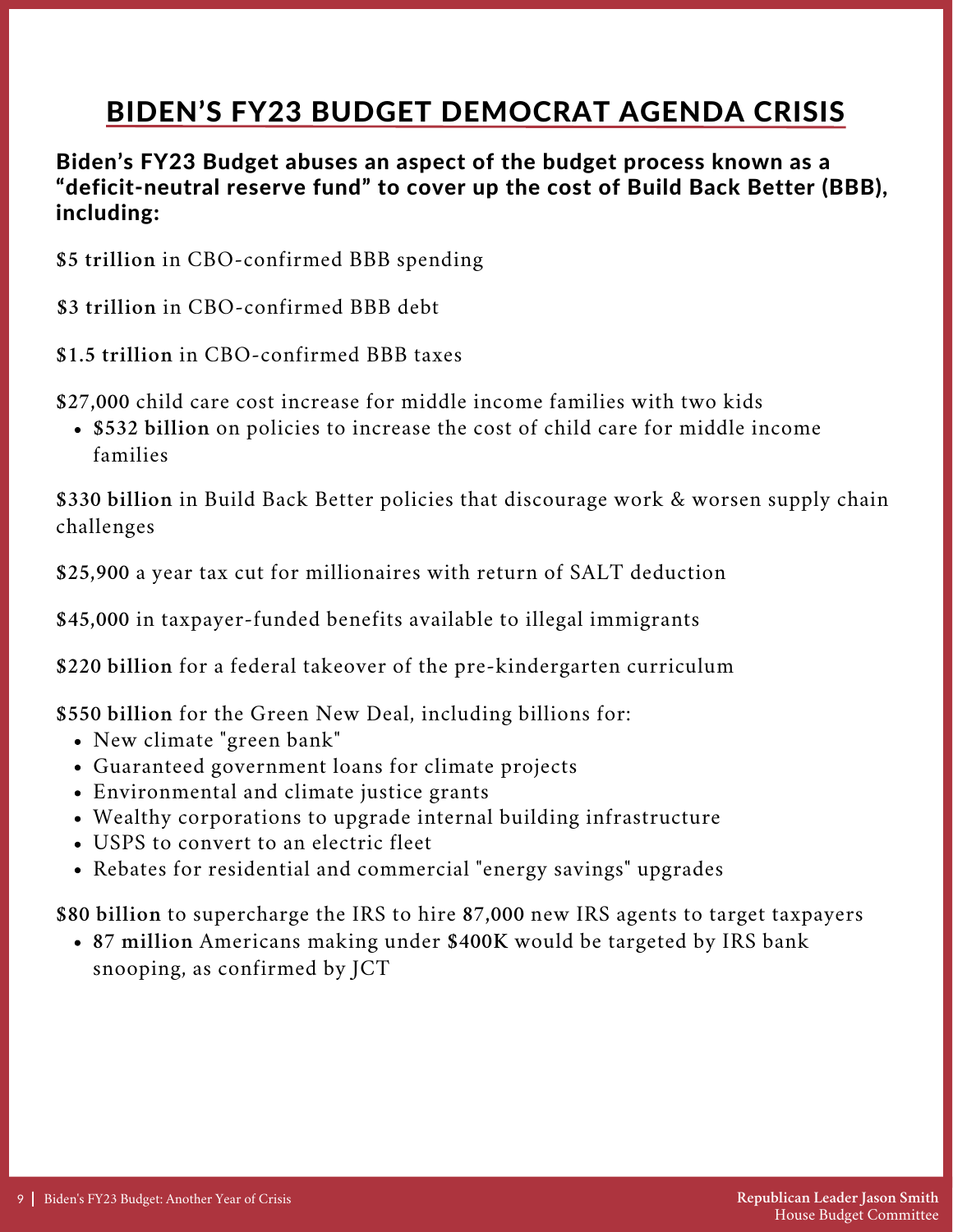# BIDEN'S FY23 BUDGET DEMOCRAT AGENDA CRISIS

**Biden's FY23 Budget abuses an aspect of the budget process known as a "deficit-neutral reserve fund" to cover up the cost of Build Back Better (BBB), including:**

**$5 trillion** in CBO-confirmed BBB spending

**$3 trillion** in CBO-confirmed BBB debt

**$1.5 trillion** in CBO-confirmed BBB taxes

**$27,000** child care cost increase for middle income families with two kids

- **$532 billion** on policies to increase the cost of child care for middle income families

**$330 billion** in Build Back Better policies that discourage work & worsen supply chain challenges

**$25,900** a year tax cut for millionaires with return of SALT deduction

**$45,000** in taxpayer-funded benefits available to illegal immigrants

**$220 billion** for a federal takeover of the pre-kindergarten curriculum

**$550 billion** for the Green New Deal, including billions for:

- New climate "green bank"
- Guaranteed government loans for climate projects
- Environmental and climate justice grants
- Wealthy corporations to upgrade internal building infrastructure
- USPS to convert to an electric fleet
- Rebates for residential and commercial "energy savings" upgrades

**$80 billion** to supercharge the IRS to hire **87,000** new IRS agents to target taxpayers

- **87 million** Americans making under **$400K** would be targeted by IRS bank snooping, as confirmed by JCT